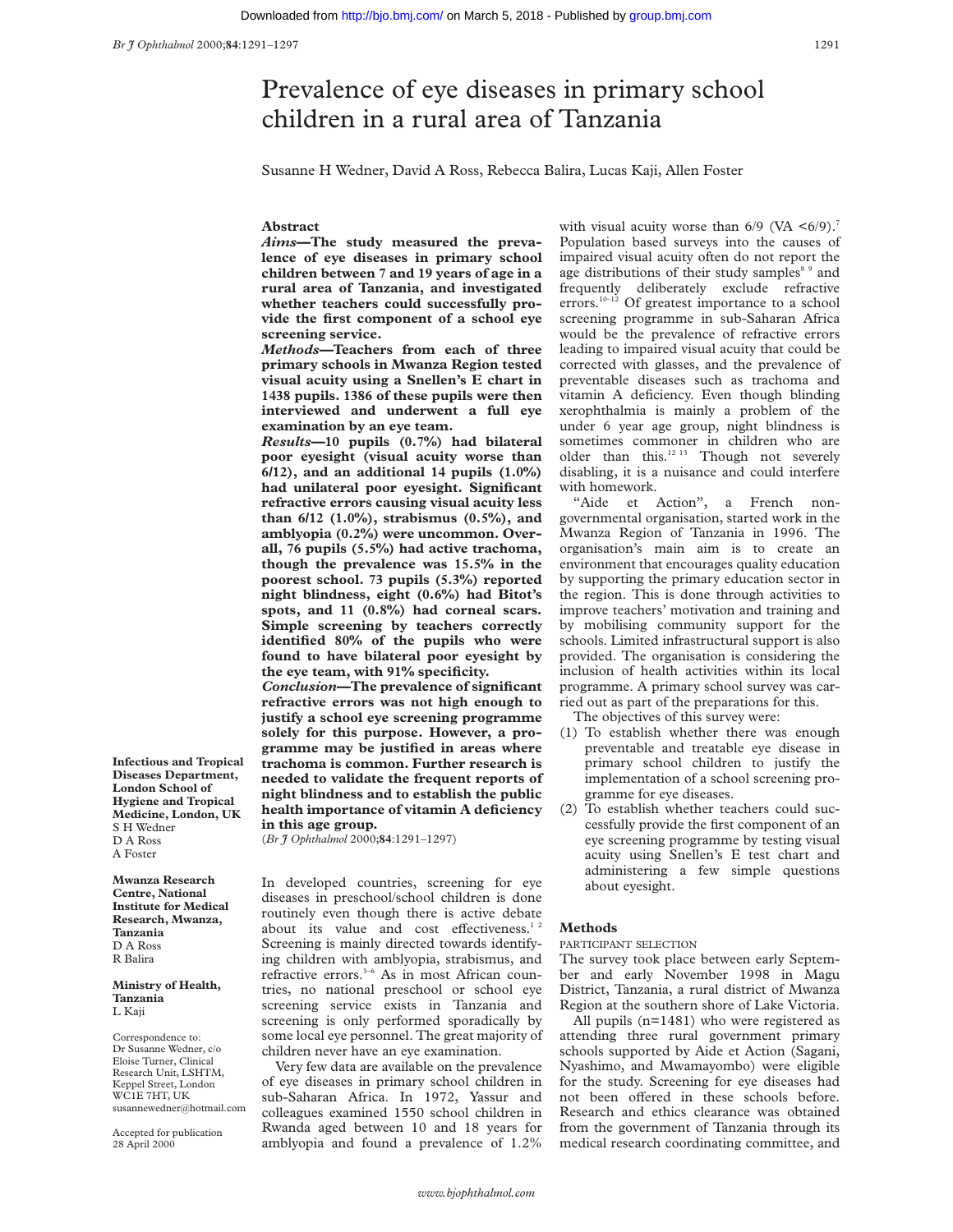# Prevalence of eye diseases in primary school children in a rural area of Tanzania

Susanne H Wedner, David A Ross, Rebecca Balira, Lucas Kaji, Allen Foster

**Infectious and Tropical Diseases Department, London School of Hygiene and Tropical Medicine, London, UK**
S H Wedner
D A Ross
A Foster

**Mwanza Research Centre, National Institute for Medical Research, Mwanza, Tanzania**
D A Ross
R Balira

**Ministry of Health, Tanzania**
L Kaji

Correspondence to: Dr Susanne Wedner, c/o Eloise Turner, Clinical Research Unit, LSHTM, Keppel Street, London WC1E 7HT, UK
susannewedner@hotmail.com

Accepted for publication 28 April 2000

## Abstract

***Aims*—The study measured the prevalence of eye diseases in primary school children between 7 and 19 years of age in a rural area of Tanzania, and investigated whether teachers could successfully provide the first component of a school eye screening service.**

***Methods*—Teachers from each of three primary schools in Mwanza Region tested visual acuity using a Snellen's E chart in 1438 pupils. 1386 of these pupils were then interviewed and underwent a full eye examination by an eye team.**

***Results*—10 pupils (0.7%) had bilateral poor eyesight (visual acuity worse than 6/12), and an additional 14 pupils (1.0%) had unilateral poor eyesight. Significant refractive errors causing visual acuity less than 6/12 (1.0%), strabismus (0.5%), and amblyopia (0.2%) were uncommon. Overall, 76 pupils (5.5%) had active trachoma, though the prevalence was 15.5% in the poorest school. 73 pupils (5.3%) reported night blindness, eight (0.6%) had Bitot's spots, and 11 (0.8%) had corneal scars. Simple screening by teachers correctly identified 80% of the pupils who were found to have bilateral poor eyesight by the eye team, with 91% specificity.**

***Conclusion*—The prevalence of significant refractive errors was not high enough to justify a school eye screening programme solely for this purpose. However, a programme may be justified in areas where trachoma is common. Further research is needed to validate the frequent reports of night blindness and to establish the public health importance of vitamin A deficiency in this age group.**

(*Br J Ophthalmol* 2000;**84**:1291–1297)

In developed countries, screening for eye diseases in preschool/school children is done routinely even though there is active debate about its value and cost effectiveness.[1,2] Screening is mainly directed towards identifying children with amblyopia, strabismus, and refractive errors.[3–6] As in most African countries, no national preschool or school eye screening service exists in Tanzania and screening is only performed sporadically by some local eye personnel. The great majority of children never have an eye examination.

Very few data are available on the prevalence of eye diseases in primary school children in sub-Saharan Africa. In 1972, Yassur and colleagues examined 1550 school children in Rwanda aged between 10 and 18 years for amblyopia and found a prevalence of 1.2% with visual acuity worse than 6/9 (VA <6/9).[7] Population based surveys into the causes of impaired visual acuity often do not report the age distributions of their study samples[8,9] and frequently deliberately exclude refractive errors.[10–12] Of greatest importance to a school screening programme in sub-Saharan Africa would be the prevalence of refractive errors leading to impaired visual acuity that could be corrected with glasses, and the prevalence of preventable diseases such as trachoma and vitamin A deficiency. Even though blinding xerophthalmia is mainly a problem of the under 6 year age group, night blindness is sometimes commoner in children who are older than this.[12,13] Though not severely disabling, it is a nuisance and could interfere with homework.

"Aide et Action", a French non-governmental organisation, started work in the Mwanza Region of Tanzania in 1996. The organisation's main aim is to create an environment that encourages quality education by supporting the primary education sector in the region. This is done through activities to improve teachers' motivation and training and by mobilising community support for the schools. Limited infrastructural support is also provided. The organisation is considering the inclusion of health activities within its local programme. A primary school survey was carried out as part of the preparations for this.

The objectives of this survey were:

(1) To establish whether there was enough preventable and treatable eye disease in primary school children to justify the implementation of a school screening programme for eye diseases.
(2) To establish whether teachers could successfully provide the first component of an eye screening programme by testing visual acuity using Snellen's E test chart and administering a few simple questions about eyesight.

## Methods

### PARTICIPANT SELECTION

The survey took place between early September and early November 1998 in Magu District, Tanzania, a rural district of Mwanza Region at the southern shore of Lake Victoria.

All pupils (n=1481) who were registered as attending three rural government primary schools supported by Aide et Action (Sagani, Nyashimo, and Mwamayombo) were eligible for the study. Screening for eye diseases had not been offered in these schools before. Research and ethics clearance was obtained from the government of Tanzania through its medical research coordinating committee, and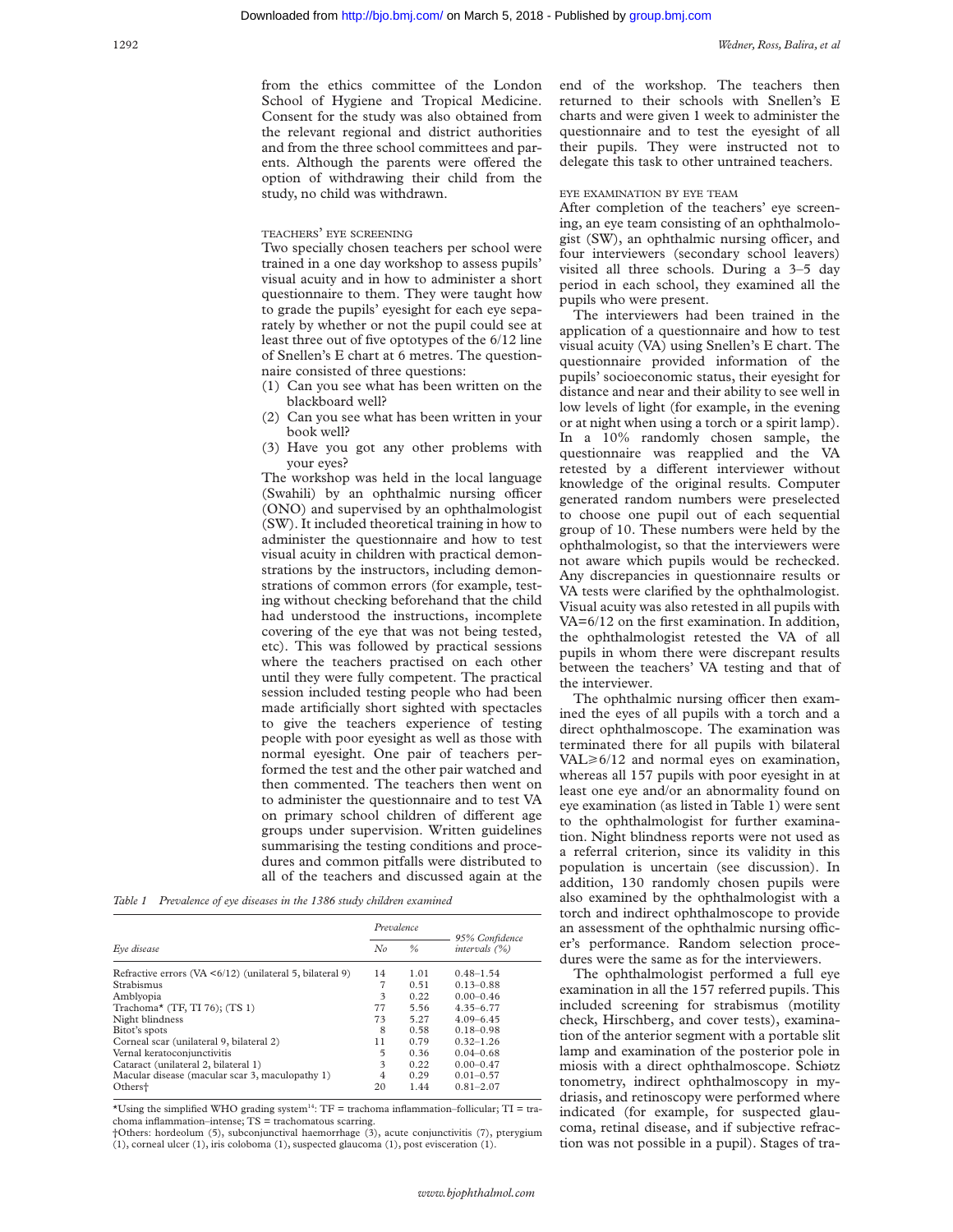from the ethics committee of the London School of Hygiene and Tropical Medicine. Consent for the study was also obtained from the relevant regional and district authorities and from the three school committees and parents. Although the parents were offered the option of withdrawing their child from the study, no child was withdrawn.

### TEACHERS' EYE SCREENING

Two specially chosen teachers per school were trained in a one day workshop to assess pupils' visual acuity and in how to administer a short questionnaire to them. They were taught how to grade the pupils' eyesight for each eye separately by whether or not the pupil could see at least three out of five optotypes of the 6/12 line of Snellen's E chart at 6 metres. The questionnaire consisted of three questions:

(1) Can you see what has been written on the blackboard well?
(2) Can you see what has been written in your book well?
(3) Have you got any other problems with your eyes?

The workshop was held in the local language (Swahili) by an ophthalmic nursing officer (ONO) and supervised by an ophthalmologist (SW). It included theoretical training in how to administer the questionnaire and how to test visual acuity in children with practical demonstrations by the instructors, including demonstrations of common errors (for example, testing without checking beforehand that the child had understood the instructions, incomplete covering of the eye that was not being tested, etc). This was followed by practical sessions where the teachers practised on each other until they were fully competent. The practical session included testing people who had been made artificially short sighted with spectacles to give the teachers experience of testing people with poor eyesight as well as those with normal eyesight. One pair of teachers performed the test and the other pair watched and then commented. The teachers then went on to administer the questionnaire and to test VA on primary school children of different age groups under supervision. Written guidelines summarising the testing conditions and procedures and common pitfalls were distributed to all of the teachers and discussed again at the end of the workshop. The teachers then returned to their schools with Snellen's E charts and were given 1 week to administer the questionnaire and to test the eyesight of all their pupils. They were instructed not to delegate this task to other untrained teachers.

*Table 1 Prevalence of eye diseases in the 1386 study children examined*

| Eye disease | Prevalence | | 95% Confidence intervals (%) |
|---|---|---|---|
| | No | % | |
| Refractive errors (VA <6/12) (unilateral 5, bilateral 9) | 14 | 1.01 | 0.48–1.54 |
| Strabismus | 7 | 0.51 | 0.13–0.88 |
| Amblyopia | 3 | 0.22 | 0.00–0.46 |
| Trachoma* (TF, TI 76); (TS 1) | 77 | 5.56 | 4.35–6.77 |
| Night blindness | 73 | 5.27 | 4.09–6.45 |
| Bitot's spots | 8 | 0.58 | 0.18–0.98 |
| Corneal scar (unilateral 9, bilateral 2) | 11 | 0.79 | 0.32–1.26 |
| Vernal keratoconjunctivitis | 5 | 0.36 | 0.04–0.68 |
| Cataract (unilateral 2, bilateral 1) | 3 | 0.22 | 0.00–0.47 |
| Macular disease (macular scar 3, maculopathy 1) | 4 | 0.29 | 0.01–0.57 |
| Others† | 20 | 1.44 | 0.81–2.07 |

*Using the simplified WHO grading system[14]: TF = trachoma inflammation–follicular; TI = trachoma inflammation–intense; TS = trachomatous scarring.
†Others: hordeolum (5), subconjunctival haemorrhage (3), acute conjunctivitis (7), pterygium (1), corneal ulcer (1), iris coloboma (1), suspected glaucoma (1), post evisceration (1).

### EYE EXAMINATION BY EYE TEAM

After completion of the teachers' eye screening, an eye team consisting of an ophthalmologist (SW), an ophthalmic nursing officer, and four interviewers (secondary school leavers) visited all three schools. During a 3–5 day period in each school, they examined all the pupils who were present.

The interviewers had been trained in the application of a questionnaire and how to test visual acuity (VA) using Snellen's E chart. The questionnaire provided information of the pupils' socioeconomic status, their eyesight for distance and near and their ability to see well in low levels of light (for example, in the evening or at night when using a torch or a spirit lamp). In a 10% randomly chosen sample, the questionnaire was reapplied and the VA retested by a different interviewer without knowledge of the original results. Computer generated random numbers were preselected to choose one pupil out of each sequential group of 10. These numbers were held by the ophthalmologist, so that the interviewers were not aware which pupils would be rechecked. Any discrepancies in questionnaire results or VA tests were clarified by the ophthalmologist. Visual acuity was also retested in all pupils with VA=6/12 on the first examination. In addition, the ophthalmologist retested the VA of all pupils in whom there were discrepant results between the teachers' VA testing and that of the interviewer.

The ophthalmic nursing officer then examined the eyes of all pupils with a torch and a direct ophthalmoscope. The examination was terminated there for all pupils with bilateral VAL≥6/12 and normal eyes on examination, whereas all 157 pupils with poor eyesight in at least one eye and/or an abnormality found on eye examination (as listed in Table 1) were sent to the ophthalmologist for further examination. Night blindness reports were not used as a referral criterion, since its validity in this population is uncertain (see discussion). In addition, 130 randomly chosen pupils were also examined by the ophthalmologist with a torch and indirect ophthalmoscope to provide an assessment of the ophthalmic nursing officer's performance. Random selection procedures were the same as for the interviewers.

The ophthalmologist performed a full eye examination in all the 157 referred pupils. This included screening for strabismus (motility check, Hirschberg, and cover tests), examination of the anterior segment with a portable slit lamp and examination of the posterior pole in miosis with a direct ophthalmoscope. Schiøtz tonometry, indirect ophthalmoscopy in mydriasis, and retinoscopy were performed where indicated (for example, for suspected glaucoma, retinal disease, and if subjective refraction was not possible in a pupil). Stages of tra-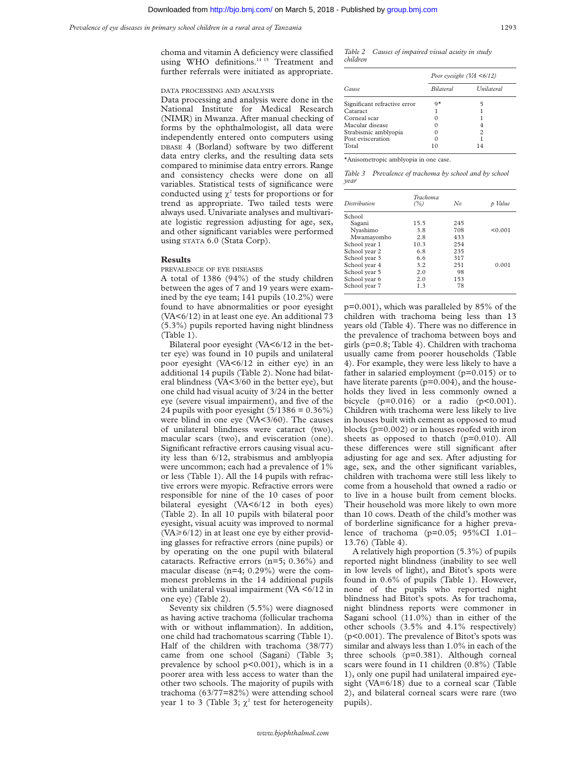choma and vitamin A deficiency were classified using WHO definitions.[14 15] Treatment and further referrals were initiated as appropriate.

### DATA PROCESSING AND ANALYSIS

Data processing and analysis were done in the National Institute for Medical Research (NIMR) in Mwanza. After manual checking of forms by the ophthalmologist, all data were independently entered onto computers using DBASE 4 (Borland) software by two different data entry clerks, and the resulting data sets compared to minimise data entry errors. Range and consistency checks were done on all variables. Statistical tests of significance were conducted using $\chi^2$ tests for proportions or for trend as appropriate. Two tailed tests were always used. Univariate analyses and multivariate logistic regression adjusting for age, sex, and other significant variables were performed using STATA 6.0 (Stata Corp).

## Results

### PREVALENCE OF EYE DISEASES

A total of 1386 (94%) of the study children between the ages of 7 and 19 years were examined by the eye team; 141 pupils (10.2%) were found to have abnormalities or poor eyesight (VA<6/12) in at least one eye. An additional 73 (5.3%) pupils reported having night blindness (Table 1).

Bilateral poor eyesight (VA<6/12 in the better eye) was found in 10 pupils and unilateral poor eyesight (VA<6/12 in either eye) in an additional 14 pupils (Table 2). None had bilateral blindness (VA<3/60 in the better eye), but one child had visual acuity of 3/24 in the better eye (severe visual impairment), and five of the 24 pupils with poor eyesight (5/1386 = 0.36%) were blind in one eye (VA<3/60). The causes of unilateral blindness were cataract (two), macular scars (two), and evisceration (one). Significant refractive errors causing visual acuity less than 6/12, strabismus and amblyopia were uncommon; each had a prevalence of 1% or less (Table 1). All the 14 pupils with refractive errors were myopic. Refractive errors were responsible for nine of the 10 cases of poor bilateral eyesight (VA<6/12 in both eyes) (Table 2). In all 10 pupils with bilateral poor eyesight, visual acuity was improved to normal (VA≥6/12) in at least one eye by either providing glasses for refractive errors (nine pupils) or by operating on the one pupil with bilateral cataracts. Refractive errors (n=5; 0.36%) and macular disease (n=4; 0.29%) were the commonest problems in the 14 additional pupils with unilateral visual impairment (VA <6/12 in one eye) (Table 2).

Seventy six children (5.5%) were diagnosed as having active trachoma (follicular trachoma with or without inflammation). In addition, one child had trachomatous scarring (Table 1). Half of the children with trachoma (38/77) came from one school (Sagani) (Table 3; prevalence by school p<0.001), which is in a poorer area with less access to water than the other two schools. The majority of pupils with trachoma (63/77=82%) were attending school year 1 to 3 (Table 3; $\chi^2$ test for heterogeneity p=0.001), which was paralleled by 85% of the children with trachoma being less than 13 years old (Table 4). There was no difference in the prevalence of trachoma between boys and girls (p=0.8; Table 4). Children with trachoma usually came from poorer households (Table 4). For example, they were less likely to have a father in salaried employment (p=0.015) or to have literate parents (p=0.004), and the households they lived in less commonly owned a bicycle (p=0.016) or a radio (p<0.001). Children with trachoma were less likely to live in houses built with cement as opposed to mud blocks (p=0.002) or in houses roofed with iron sheets as opposed to thatch (p=0.010). All these differences were still significant after adjusting for age and sex. After adjusting for age, sex, and the other significant variables, children with trachoma were still less likely to come from a household that owned a radio or to live in a house built from cement blocks. Their household was more likely to own more than 10 cows. Death of the child's mother was of borderline significance for a higher prevalence of trachoma (p=0.05; 95%CI 1.01–13.76) (Table 4).

A relatively high proportion (5.3%) of pupils reported night blindness (inability to see well in low levels of light), and Bitot's spots were found in 0.6% of pupils (Table 1). However, none of the pupils who reported night blindness had Bitot's spots. As for trachoma, night blindness reports were commoner in Sagani school (11.0%) than in either of the other schools (3.5% and 4.1% respectively) (p<0.001). The prevalence of Bitot's spots was similar and always less than 1.0% in each of the three schools (p=0.381). Although corneal scars were found in 11 children (0.8%) (Table 1), only one pupil had unilateral impaired eyesight (VA=6/18) due to a corneal scar (Table 2), and bilateral corneal scars were rare (two pupils).

*Table 2 Causes of impaired visual acuity in study children*

| Cause | Poor eyesight (VA <6/12) | |
|---|---|---|
| | Bilateral | Unilateral |
| Significant refractive error | 9* | 5 |
| Cataract | 1 | 1 |
| Corneal scar | 0 | 1 |
| Macular disease | 0 | 4 |
| Strabismic amblyopia | 0 | 2 |
| Post evisceration | 0 | 1 |
| Total | 10 | 14 |

*Anisometropic amblyopia in one case.

*Table 3 Prevalence of trachoma by school and by school year*

| Distribution | Trachoma (%) | No | p Value |
|---|---|---|---|
| School | | | |
| Sagani | 15.5 | 245 | |
| Nyashimo | 3.8 | 708 | <0.001 |
| Mwamayombo | 2.8 | 433 | |
| School year 1 | 10.3 | 254 | |
| School year 2 | 6.8 | 235 | |
| School year 3 | 6.6 | 317 | |
| School year 4 | 3.2 | 251 | 0.001 |
| School year 5 | 2.0 | 98 | |
| School year 6 | 2.0 | 153 | |
| School year 7 | 1.3 | 78 | |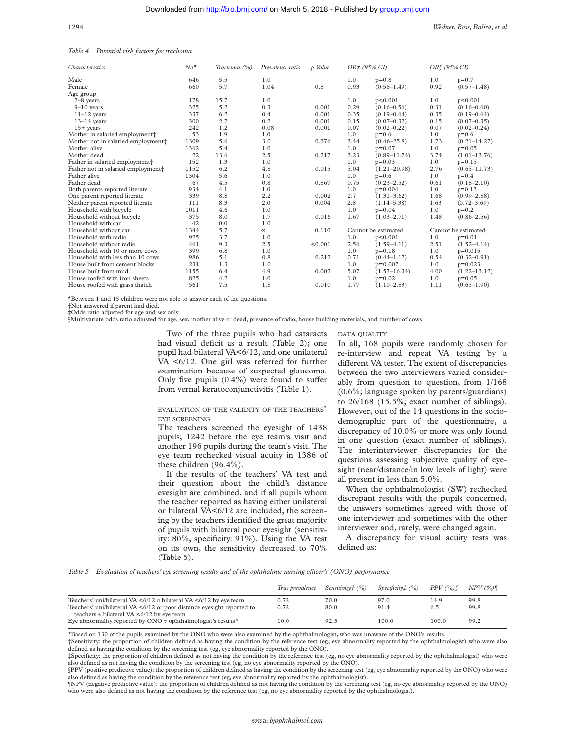*Table 4 Potential risk factors for trachoma*

| Characteristics | No* | Trachoma (%) | Prevalence ratio | p Value | OR‡ (95% CI) | | OR§ (95% CI) | |
|---|---|---|---|---|---|---|---|---|
| Male | 646 | 5.5 | 1.0 | | 1.0 | p=0.8 | 1.0 | p=0.7 |
| Female | 660 | 5.7 | 1.04 | 0.8 | 0.93 | (0.58–1.49) | 0.92 | (0.57–1.48) |
| Age group | | | | | | | | |
| 7–8 years | 178 | 15.7 | 1.0 | | 1.0 | p<0.001 | 1.0 | p<0.001 |
| 9–10 years | 325 | 5.2 | 0.3 | 0.001 | 0.29 | (0.16–0.56) | 0.31 | (0.16–0.60) |
| 11–12 years | 337 | 6.2 | 0.4 | 0.001 | 0.35 | (0.19–0.64) | 0.35 | (0.19–0.64) |
| 13–14 years | 300 | 2.7 | 0.2 | 0.001 | 0.15 | (0.07–0.32) | 0.15 | (0.07–0.35) |
| 15+ years | 242 | 1.2 | 0.08 | 0.001 | 0.07 | (0.02–0.22) | 0.07 | (0.02–0.24) |
| Mother in salaried employment† | 53 | 1.9 | 1.0 | | 1.0 | p=0.6 | 1.0 | p=0.6 |
| Mother not in salaried employment† | 1309 | 5.6 | 3.0 | 0.376 | 3.44 | (0.46–25.8) | 1.73 | (0.21–14.27) |
| Mother alive | 1362 | 5.4 | 1.0 | | 1.0 | p=0.07 | 1.0 | p=0.05 |
| Mother dead | 22 | 13.6 | 2.5 | 0.217 | 3.23 | (0.89–11.74) | 3.74 | (1.01–13.76) |
| Father in salaried employment† | 152 | 1.3 | 1.0 | | 1.0 | p=0.03 | 1.0 | p=0.15 |
| Father not in salaried employment† | 1152 | 6.2 | 4.8 | 0.015 | 5.04 | (1.21–20.98) | 2.76 | (0.65–11.73) |
| Father alive | 1304 | 5.6 | 1.0 | | 1.0 | p=0.6 | 1.0 | p=0.4 |
| Father dead | 67 | 4.5 | 0.8 | 0.867 | 0.75 | (0.23–2.52) | 0.61 | (0.18–2.10) |
| Both parents reported literate | 934 | 4.1 | 1.0 | | 1.0 | p=0.004 | 1.0 | p=0.13 |
| One parent reported literate | 339 | 8.8 | 2.2 | 0.002 | 2.7 | (1.31–3.62) | 1.68 | (0.99–2.88) |
| Neither parent reported literate | 111 | 8.3 | 2.0 | 0.004 | 2.8 | (1.14–5.38) | 1.63 | (0.72–3.69) |
| Household with bicycle | 1011 | 4.6 | 1.0 | | 1.0 | p=0.04 | 1.0 | p=0.2 |
| Household without bicycle | 375 | 8.0 | 1.7 | 0.016 | 1.67 | (1.03–2.71) | 1.48 | (0.86–2.56) |
| Household with car | 42 | 0.0 | 1.0 | | | | | |
| Household without car | 1344 | 5.7 | ∞ | 0.110 | Cannot be estimated | | Cannot be estimated | |
| Household with radio | 925 | 3.7 | 1.0 | | 1.0 | p<0.001 | 1.0 | p=0.01 |
| Household without radio | 461 | 9.3 | 2.5 | <0.001 | 2.56 | (1.59–4.11) | 2.51 | (1.52–4.14) |
| Household with 10 or more cows | 399 | 6.8 | 1.0 | | 1.0 | p=0.18 | 1.0 | p=0.015 |
| Household with less than 10 cows | 986 | 5.1 | 0.8 | 0.212 | 0.71 | (0.44–1.17) | 0.54 | (0.32–0.91) |
| House built from cement blocks | 231 | 1.3 | 1.0 | | 1.0 | p=0.007 | 1.0 | p=0.023 |
| House built from mud | 1155 | 6.4 | 4.9 | 0.002 | 5.07 | (1.57–16.34) | 4.00 | (1.22–13.12) |
| House roofed with iron sheets | 825 | 4.2 | 1.0 | | 1.0 | p=0.02 | 1.0 | p=0.05 |
| House roofed with grass thatch | 561 | 7.5 | 1.8 | 0.010 | 1.77 | (1.10–2.83) | 1.11 | (0.65–1.90) |

*Between 1 and 15 children were not able to answer each of the questions.
†Not answered if parent had died.
‡Odds ratio adjusted for age and sex only.
§Multivariate odds ratio adjusted for age, sex, mother alive or dead, presence of radio, house building materials, and number of cows.

Two of the three pupils who had cataracts had visual deficit as a result (Table 2); one pupil had bilateral VA<6/12, and one unilateral VA <6/12. One girl was referred for further examination because of suspected glaucoma. Only five pupils (0.4%) were found to suffer from vernal keratoconjunctivitis (Table 1).

### EVALUATION OF THE VALIDITY OF THE TEACHERS' EYE SCREENING

The teachers screened the eyesight of 1438 pupils; 1242 before the eye team's visit and another 196 pupils during the team's visit. The eye team rechecked visual acuity in 1386 of these children (96.4%).

If the results of the teachers' VA test and their question about the child's distance eyesight are combined, and if all pupils whom the teacher reported as having either unilateral or bilateral VA<6/12 are included, the screening by the teachers identified the great majority of pupils with bilateral poor eyesight (sensitivity: 80%, specificity: 91%). Using the VA test on its own, the sensitivity decreased to 70% (Table 5).

### DATA QUALITY

In all, 168 pupils were randomly chosen for re-interview and repeat VA testing by a different VA tester. The extent of discrepancies between the two interviewers varied considerably from question to question, from 1/168 (0.6%; language spoken by parents/guardians) to 26/168 (15.5%; exact number of siblings). However, out of the 14 questions in the sociodemographic part of the questionnaire, a discrepancy of 10.0% or more was only found in one question (exact number of siblings). The interinterviewer discrepancies for the questions assessing subjective quality of eyesight (near/distance/in low levels of light) were all present in less than 5.0%.

When the ophthalmologist (SW) rechecked discrepant results with the pupils concerned, the answers sometimes agreed with those of one interviewer and sometimes with the other interviewer and, rarely, were changed again.

A discrepancy for visual acuity tests was defined as:

*Table 5 Evaluation of teachers' eye screening results and of the ophthalmic nursing officer's (ONO) performance*

| | True prevalence | Sensitivity† (%) | Specificity‡ (%) | PPV (%)§ | NPV (%)¶ |
|---|---|---|---|---|---|
| Teachers' uni/bilateral VA <6/12 *v* bilateral VA <6/12 by eye team | 0.72 | 70.0 | 97.0 | 14.9 | 99.8 |
| Teachers' uni/bilateral VA <6/12 or poor distance eyesight reported to teachers *v* bilateral VA <6/12 by eye team | 0.72 | 80.0 | 91.4 | 6.5 | 99.8 |
| Eye abnormality reported by ONO *v* ophthalmologist's results* | 10.0 | 92.3 | 100.0 | 100.0 | 99.2 |

*Based on 130 of the pupils examined by the ONO who were also examined by the ophthalmologist, who was unaware of the ONO's results.
†Sensitivity: the proportion of children defined as having the condition by the reference test (eg, eye abnormality reported by the ophthalmologist) who were also defined as having the condition by the screening test (eg, eye abnormality reported by the ONO).
‡Specificity: the proportion of children defined as not having the condition by the reference test (eg, no eye abnormality reported by the ophthalmologist) who were also defined as not having the condition by the screening test (eg, no eye abnormality reported by the ONO).
§PPV (positive predictive value): the proportion of children defined as having the condition by the screening test (eg, eye abnormality reported by the ONO) who were also defined as having the condition by the reference test (eg, eye abnormality reported by the ophthalmologist).
¶NPV (negative predictive value): the proportion of children defined as not having the condition by the screening test (eg, no eye abnormality reported by the ONO) who were also defined as not having the condition by the reference test (eg, no eye abnormality reported by the ophthalmologist).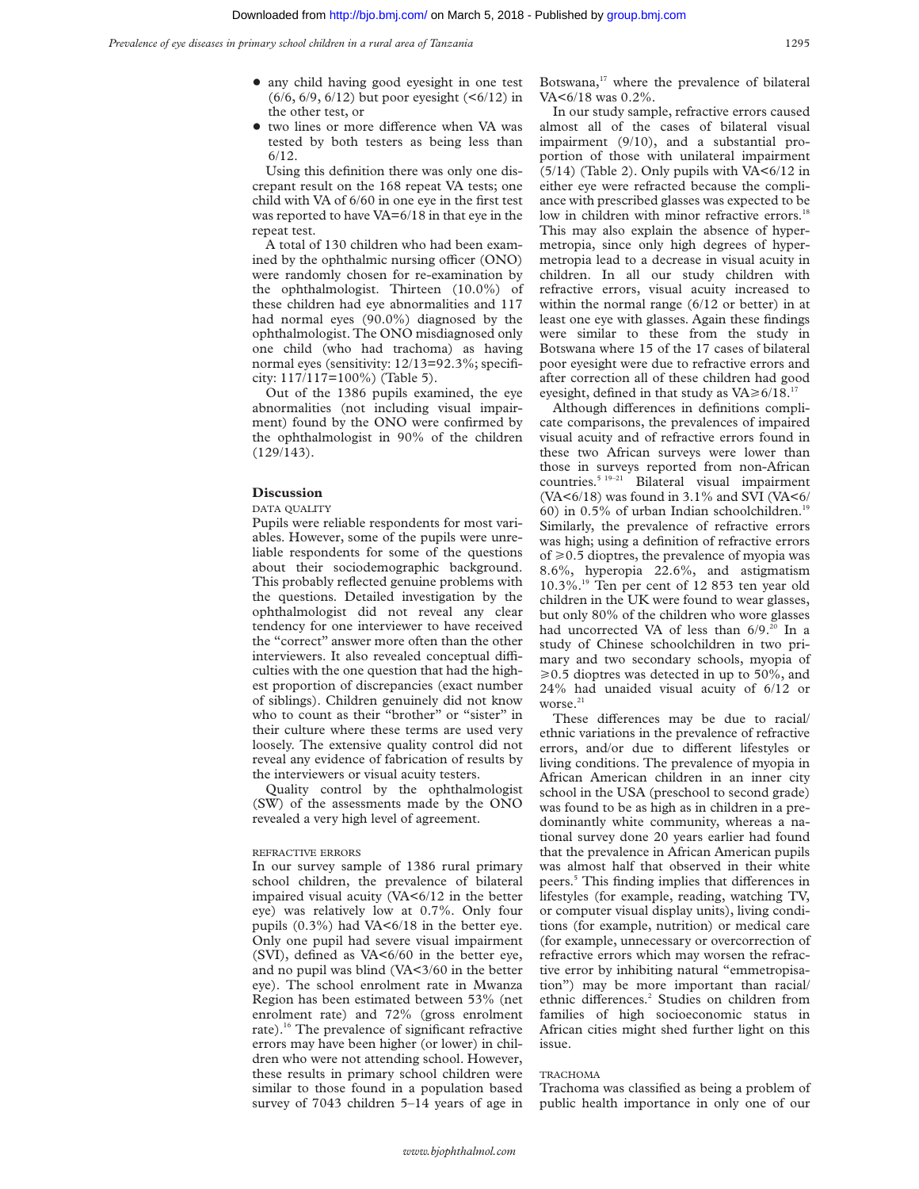- any child having good eyesight in one test (6/6, 6/9, 6/12) but poor eyesight (<6/12) in the other test, or
- two lines or more difference when VA was tested by both testers as being less than 6/12.

Using this definition there was only one discrepant result on the 168 repeat VA tests; one child with VA of 6/60 in one eye in the first test was reported to have VA=6/18 in that eye in the repeat test.

A total of 130 children who had been examined by the ophthalmic nursing officer (ONO) were randomly chosen for re-examination by the ophthalmologist. Thirteen (10.0%) of these children had eye abnormalities and 117 had normal eyes (90.0%) diagnosed by the ophthalmologist. The ONO misdiagnosed only one child (who had trachoma) as having normal eyes (sensitivity: 12/13=92.3%; specificity: 117/117=100%) (Table 5).

Out of the 1386 pupils examined, the eye abnormalities (not including visual impairment) found by the ONO were confirmed by the ophthalmologist in 90% of the children (129/143).

## Discussion

### DATA QUALITY

Pupils were reliable respondents for most variables. However, some of the pupils were unreliable respondents for some of the questions about their sociodemographic background. This probably reflected genuine problems with the questions. Detailed investigation by the ophthalmologist did not reveal any clear tendency for one interviewer to have received the "correct" answer more often than the other interviewers. It also revealed conceptual difficulties with the one question that had the highest proportion of discrepancies (exact number of siblings). Children genuinely did not know who to count as their "brother" or "sister" in their culture where these terms are used very loosely. The extensive quality control did not reveal any evidence of fabrication of results by the interviewers or visual acuity testers.

Quality control by the ophthalmologist (SW) of the assessments made by the ONO revealed a very high level of agreement.

### REFRACTIVE ERRORS

In our survey sample of 1386 rural primary school children, the prevalence of bilateral impaired visual acuity (VA<6/12 in the better eye) was relatively low at 0.7%. Only four pupils (0.3%) had VA<6/18 in the better eye. Only one pupil had severe visual impairment (SVI), defined as VA<6/60 in the better eye, and no pupil was blind (VA<3/60 in the better eye). The school enrolment rate in Mwanza Region has been estimated between 53% (net enrolment rate) and 72% (gross enrolment rate).[16] The prevalence of significant refractive errors may have been higher (or lower) in children who were not attending school. However, these results in primary school children were similar to those found in a population based survey of 7043 children 5–14 years of age in Botswana,[17] where the prevalence of bilateral VA<6/18 was 0.2%.

In our study sample, refractive errors caused almost all of the cases of bilateral visual impairment (9/10), and a substantial proportion of those with unilateral impairment (5/14) (Table 2). Only pupils with VA<6/12 in either eye were refracted because the compliance with prescribed glasses was expected to be low in children with minor refractive errors.[18] This may also explain the absence of hypermetropia, since only high degrees of hypermetropia lead to a decrease in visual acuity in children. In all our study children with refractive errors, visual acuity increased to within the normal range (6/12 or better) in at least one eye with glasses. Again these findings were similar to these from the study in Botswana where 15 of the 17 cases of bilateral poor eyesight were due to refractive errors and after correction all of these children had good eyesight, defined in that study as VA≥6/18.[17]

Although differences in definitions complicate comparisons, the prevalences of impaired visual acuity and of refractive errors found in these two African surveys were lower than those in surveys reported from non-African countries.[5,19–21] Bilateral visual impairment (VA<6/18) was found in 3.1% and SVI (VA<6/60) in 0.5% of urban Indian schoolchildren.[19] Similarly, the prevalence of refractive errors was high; using a definition of refractive errors of ≥0.5 dioptres, the prevalence of myopia was 8.6%, hyperopia 22.6%, and astigmatism 10.3%.[19] Ten per cent of 12 853 ten year old children in the UK were found to wear glasses, but only 80% of the children who wore glasses had uncorrected VA of less than 6/9.[20] In a study of Chinese schoolchildren in two primary and two secondary schools, myopia of ≥0.5 dioptres was detected in up to 50%, and 24% had unaided visual acuity of 6/12 or worse.[21]

These differences may be due to racial/ethnic variations in the prevalence of refractive errors, and/or due to different lifestyles or living conditions. The prevalence of myopia in African American children in an inner city school in the USA (preschool to second grade) was found to be as high as in children in a predominantly white community, whereas a national survey done 20 years earlier had found that the prevalence in African American pupils was almost half that observed in their white peers.[5] This finding implies that differences in lifestyles (for example, reading, watching TV, or computer visual display units), living conditions (for example, nutrition) or medical care (for example, unnecessary or overcorrection of refractive errors which may worsen the refractive error by inhibiting natural "emmetropisation") may be more important than racial/ethnic differences.[2] Studies on children from families of high socioeconomic status in African cities might shed further light on this issue.

### TRACHOMA

Trachoma was classified as being a problem of public health importance in only one of our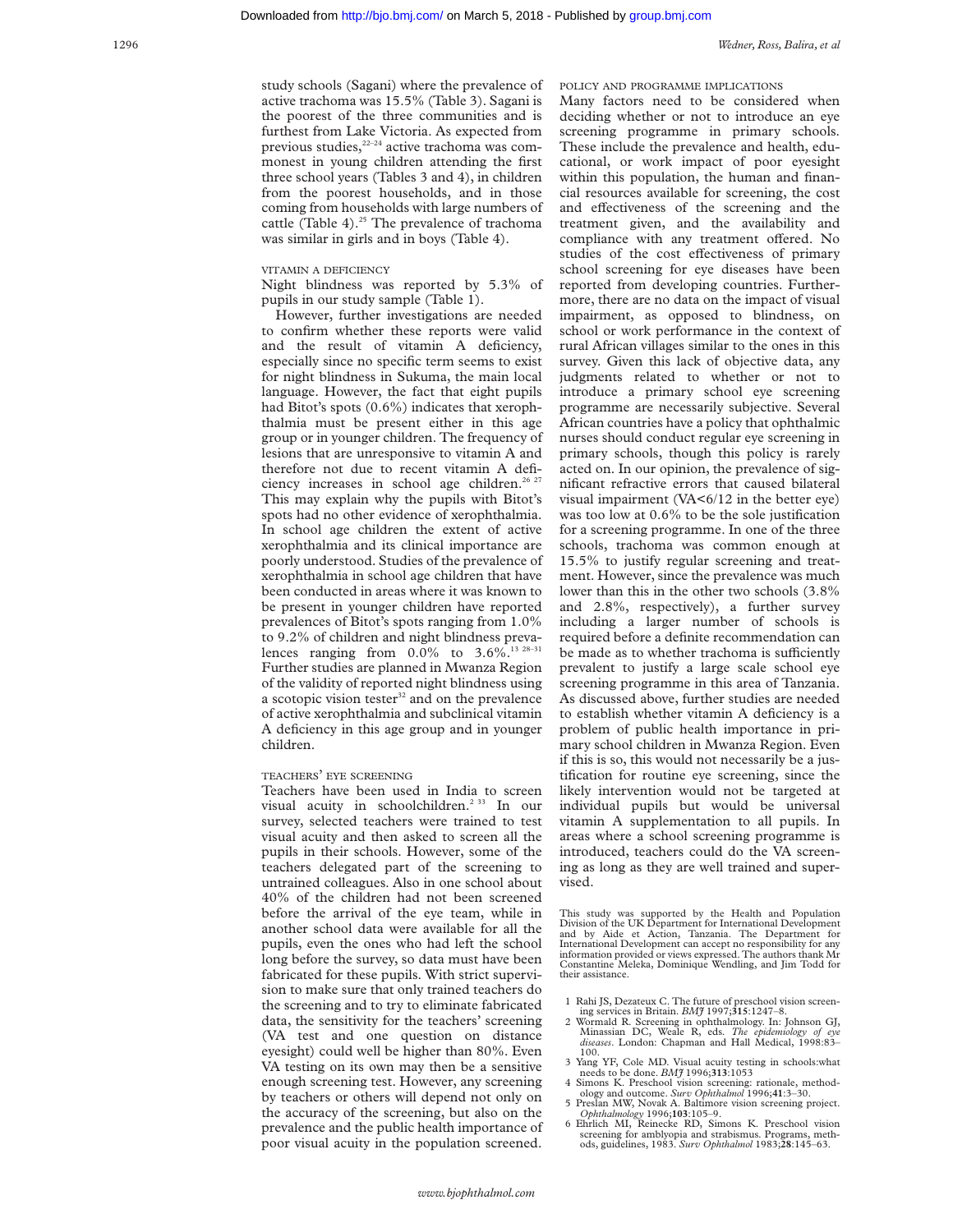study schools (Sagani) where the prevalence of active trachoma was 15.5% (Table 3). Sagani is the poorest of the three communities and is furthest from Lake Victoria. As expected from previous studies,[22–24] active trachoma was commonest in young children attending the first three school years (Tables 3 and 4), in children from the poorest households, and in those coming from households with large numbers of cattle (Table 4).[25] The prevalence of trachoma was similar in girls and in boys (Table 4).

### VITAMIN A DEFICIENCY

Night blindness was reported by 5.3% of pupils in our study sample (Table 1).

However, further investigations are needed to confirm whether these reports were valid and the result of vitamin A deficiency, especially since no specific term seems to exist for night blindness in Sukuma, the main local language. However, the fact that eight pupils had Bitot's spots (0.6%) indicates that xerophthalmia must be present either in this age group or in younger children. The frequency of lesions that are unresponsive to vitamin A and therefore not due to recent vitamin A deficiency increases in school age children.[26 27] This may explain why the pupils with Bitot's spots had no other evidence of xerophthalmia. In school age children the extent of active xerophthalmia and its clinical importance are poorly understood. Studies of the prevalence of xerophthalmia in school age children that have been conducted in areas where it was known to be present in younger children have reported prevalences of Bitot's spots ranging from 1.0% to 9.2% of children and night blindness prevalences ranging from 0.0% to 3.6%.[13 28–31] Further studies are planned in Mwanza Region of the validity of reported night blindness using a scotopic vision tester[32] and on the prevalence of active xerophthalmia and subclinical vitamin A deficiency in this age group and in younger children.

### TEACHERS' EYE SCREENING

Teachers have been used in India to screen visual acuity in schoolchildren.[2 33] In our survey, selected teachers were trained to test visual acuity and then asked to screen all the pupils in their schools. However, some of the teachers delegated part of the screening to untrained colleagues. Also in one school about 40% of the children had not been screened before the arrival of the eye team, while in another school data were available for all the pupils, even the ones who had left the school long before the survey, so data must have been fabricated for these pupils. With strict supervision to make sure that only trained teachers do the screening and to try to eliminate fabricated data, the sensitivity for the teachers' screening (VA test and one question on distance eyesight) could well be higher than 80%. Even VA testing on its own may then be a sensitive enough screening test. However, any screening by teachers or others will depend not only on the accuracy of the screening, but also on the prevalence and the public health importance of poor visual acuity in the population screened.

### POLICY AND PROGRAMME IMPLICATIONS

Many factors need to be considered when deciding whether or not to introduce an eye screening programme in primary schools. These include the prevalence and health, educational, or work impact of poor eyesight within this population, the human and financial resources available for screening, the cost and effectiveness of the screening and the treatment given, and the availability and compliance with any treatment offered. No studies of the cost effectiveness of primary school screening for eye diseases have been reported from developing countries. Furthermore, there are no data on the impact of visual impairment, as opposed to blindness, on school or work performance in the context of rural African villages similar to the ones in this survey. Given this lack of objective data, any judgments related to whether or not to introduce a primary school eye screening programme are necessarily subjective. Several African countries have a policy that ophthalmic nurses should conduct regular eye screening in primary schools, though this policy is rarely acted on. In our opinion, the prevalence of significant refractive errors that caused bilateral visual impairment (VA<6/12 in the better eye) was too low at 0.6% to be the sole justification for a screening programme. In one of the three schools, trachoma was common enough at 15.5% to justify regular screening and treatment. However, since the prevalence was much lower than this in the other two schools (3.8% and 2.8%, respectively), a further survey including a larger number of schools is required before a definite recommendation can be made as to whether trachoma is sufficiently prevalent to justify a large scale school eye screening programme in this area of Tanzania. As discussed above, further studies are needed to establish whether vitamin A deficiency is a problem of public health importance in primary school children in Mwanza Region. Even if this is so, this would not necessarily be a justification for routine eye screening, since the likely intervention would not be targeted at individual pupils but would be universal vitamin A supplementation to all pupils. In areas where a school screening programme is introduced, teachers could do the VA screening as long as they are well trained and supervised.

This study was supported by the Health and Population Division of the UK Department for International Development and by Aide et Action, Tanzania. The Department for International Development can accept no responsibility for any information provided or views expressed. The authors thank Mr Constantine Meleka, Dominique Wendling, and Jim Todd for their assistance.

1. Rahi JS, Dezateux C. The future of preschool vision screening services in Britain. *BMJ* 1997;**315**:1247–8.
2. Wormald R. Screening in ophthalmology. In: Johnson GJ, Minassian DC, Weale R, eds. *The epidemiology of eye diseases*. London: Chapman and Hall Medical, 1998:83–100.
3. Yang YF, Cole MD. Visual acuity testing in schools:what needs to be done. *BMJ* 1996;**313**:1053
4. Simons K. Preschool vision screening: rationale, methodology and outcome. *Surv Ophthalmol* 1996;**41**:3–30.
5. Preslan MW, Novak A. Baltimore vision screening project. *Ophthalmology* 1996;**103**:105–9.
6. Ehrlich MI, Reinecke RD, Simons K. Preschool vision screening for amblyopia and strabismus. Programs, methods, guidelines, 1983. *Surv Ophthalmol* 1983;**28**:145–63.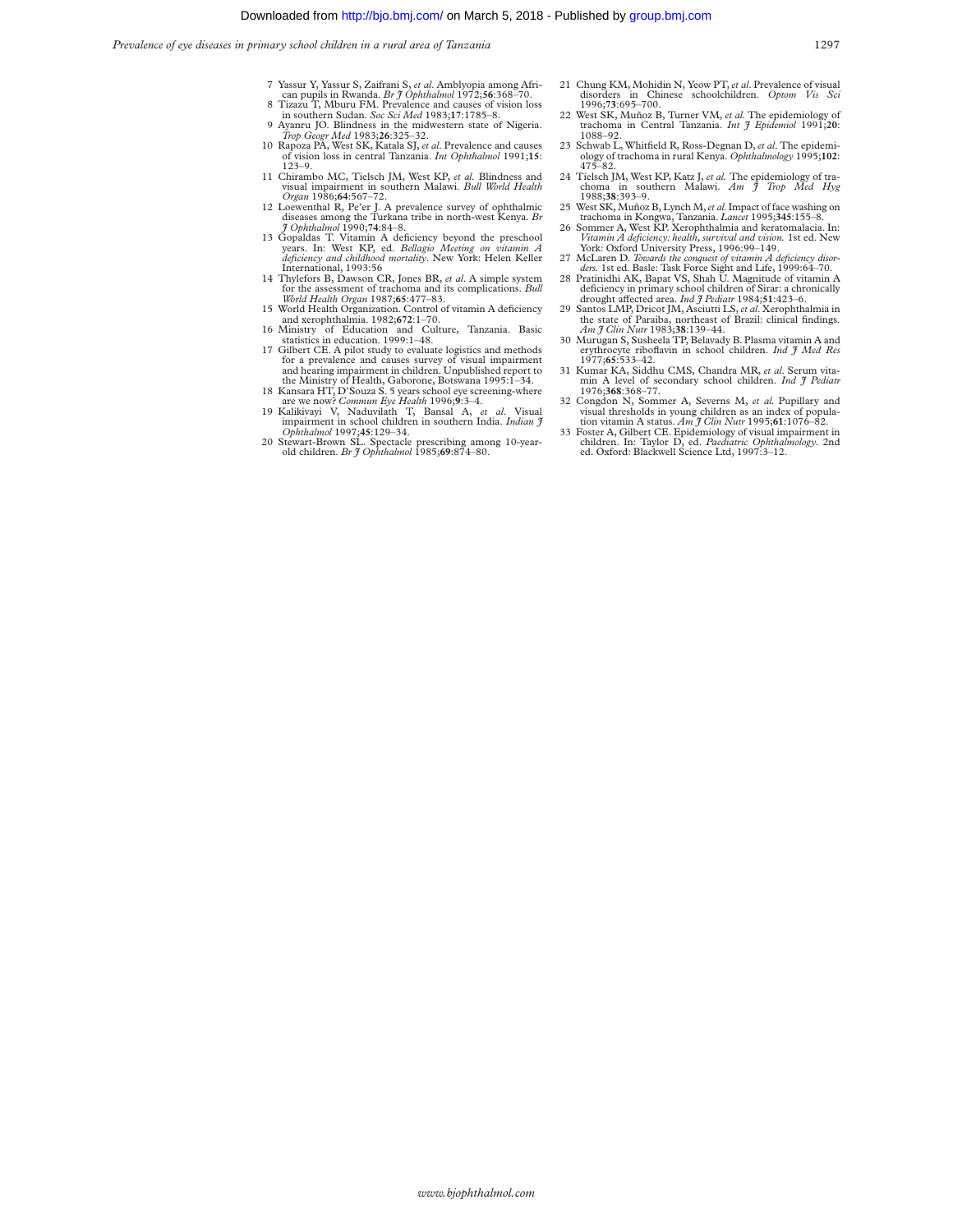7 Yassur Y, Yassur S, Zaifrani S, *et al*. Amblyopia among African pupils in Rwanda. *Br J Ophthalmol* 1972;**56**:368–70.

8 Tizazu T, Mburu FM. Prevalence and causes of vision loss in southern Sudan. *Soc Sci Med* 1983;**17**:1785–8.

9 Ayanru JO. Blindness in the midwestern state of Nigeria. *Trop Geogr Med* 1983;**26**:325–32.

10 Rapoza PA, West SK, Katala SJ, *et al*. Prevalence and causes of vision loss in central Tanzania. *Int Ophthalmol* 1991;**15**:123–9.

11 Chirambo MC, Tielsch JM, West KP, *et al.* Blindness and visual impairment in southern Malawi. *Bull World Health Organ* 1986;**64**:567–72.

12 Loewenthal R, Pe'er J. A prevalence survey of ophthalmic diseases among the Turkana tribe in north-west Kenya. *Br J Ophthalmol* 1990;**74**:84–8.

13 Gopaldas T. Vitamin A deficiency beyond the preschool years. In: West KP, ed. *Bellagio Meeting on vitamin A deficiency and childhood mortality*. New York: Helen Keller International, 1993:56

14 Thylefors B, Dawson CR, Jones BR, *et al*. A simple system for the assessment of trachoma and its complications. *Bull World Health Organ* 1987;**65**:477–83.

15 World Health Organization. Control of vitamin A deficiency and xerophthalmia. 1982;**672**:1–70.

16 Ministry of Education and Culture, Tanzania. Basic statistics in education. 1999:1–48.

17 Gilbert CE. A pilot study to evaluate logistics and methods for a prevalence and causes survey of visual impairment and hearing impairment in children. Unpublished report to the Ministry of Health, Gaborone, Botswana 1995:1–34.

18 Kansara HT, D'Souza S. 5 years school eye screening-where are we now? *Commun Eye Health* 1996;**9**:3–4.

19 Kalikivayi V, Naduvilath T, Bansal A, *et al*. Visual impairment in school children in southern India. *Indian J Ophthalmol* 1997;**45**:129–34.

20 Stewart-Brown SL. Spectacle prescribing among 10-year-old children. *Br J Ophthalmol* 1985;**69**:874–80.

21 Chung KM, Mohidin N, Yeow PT, *et al*. Prevalence of visual disorders in Chinese schoolchildren. *Optom Vis Sci* 1996;**73**:695–700.

22 West SK, Muñoz B, Turner VM, *et al.* The epidemiology of trachoma in Central Tanzania. *Int J Epidemiol* 1991;**20**:1088–92.

23 Schwab L, Whitfield R, Ross-Degnan D, *et al*. The epidemiology of trachoma in rural Kenya. *Ophthalmology* 1995;**102**:475–82.

24 Tielsch JM, West KP, Katz J, *et al.* The epidemiology of trachoma in southern Malawi. *Am J Trop Med Hyg* 1988;**38**:393–9.

25 West SK, Muñoz B, Lynch M, *et al.* Impact of face washing on trachoma in Kongwa, Tanzania. *Lancet* 1995;**345**:155–8.

26 Sommer A, West KP. Xerophthalmia and keratomalacia. In: *Vitamin A deficiency: health, survival and vision.* 1st ed. New York: Oxford University Press, 1996:99–149.

27 McLaren D. *Towards the conquest of vitamin A deficiency disorders.* 1st ed. Basle: Task Force Sight and Life, 1999:64–70.

28 Pratinidhi AK, Bapat VS, Shah U. Magnitude of vitamin A deficiency in primary school children of Sirar: a chronically drought affected area. *Ind J Pediatr* 1984;**51**:423–6.

29 Santos LMP, Dricot JM, Asciutti LS, *et al*. Xerophthalmia in the state of Paraiba, northeast of Brazil: clinical findings. *Am J Clin Nutr* 1983;**38**:139–44.

30 Murugan S, Susheela TP, Belavady B. Plasma vitamin A and erythrocyte riboflavin in school children. *Ind J Med Res* 1977;**65**:533–42.

31 Kumar KA, Siddhu CMS, Chandra MR, *et al*. Serum vitamin A level of secondary school children. *Ind J Pediatr* 1976;**368**:368–77.

32 Congdon N, Sommer A, Severns M, *et al.* Pupillary and visual thresholds in young children as an index of population vitamin A status. *Am J Clin Nutr* 1995;**61**:1076–82.

33 Foster A, Gilbert CE. Epidemiology of visual impairment in children. In: Taylor D, ed. *Paediatric Ophthalmology*. 2nd ed. Oxford: Blackwell Science Ltd, 1997:3–12.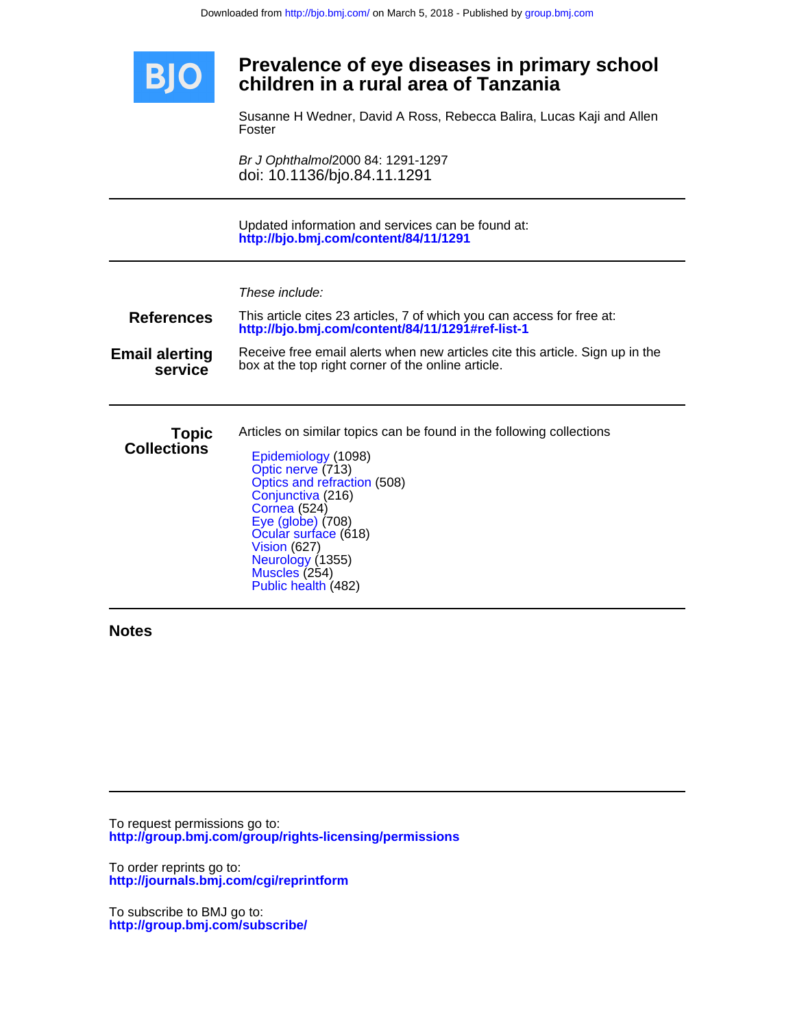Downloaded from http://bjo.bmj.com/ on March 5, 2018 - Published by group.bmj.com

BJO

# Prevalence of eye diseases in primary school children in a rural area of Tanzania

Susanne H Wedner, David A Ross, Rebecca Balira, Lucas Kaji and Allen Foster

*Br J Ophthalmol* 2000 84: 1291-1297
doi: 10.1136/bjo.84.11.1291

Updated information and services can be found at:
**http://bjo.bmj.com/content/84/11/1291**

*These include:*

**References**

This article cites 23 articles, 7 of which you can access for free at:
**http://bjo.bmj.com/content/84/11/1291#ref-list-1**

**Email alerting service**

Receive free email alerts when new articles cite this article. Sign up in the box at the top right corner of the online article.

**Topic Collections**

Articles on similar topics can be found in the following collections

- Epidemiology (1098)
- Optic nerve (713)
- Optics and refraction (508)
- Conjunctiva (216)
- Cornea (524)
- Eye (globe) (708)
- Ocular surface (618)
- Vision (627)
- Neurology (1355)
- Muscles (254)
- Public health (482)

## Notes

To request permissions go to:
**http://group.bmj.com/group/rights-licensing/permissions**

To order reprints go to:
**http://journals.bmj.com/cgi/reprintform**

To subscribe to BMJ go to:
**http://group.bmj.com/subscribe/**